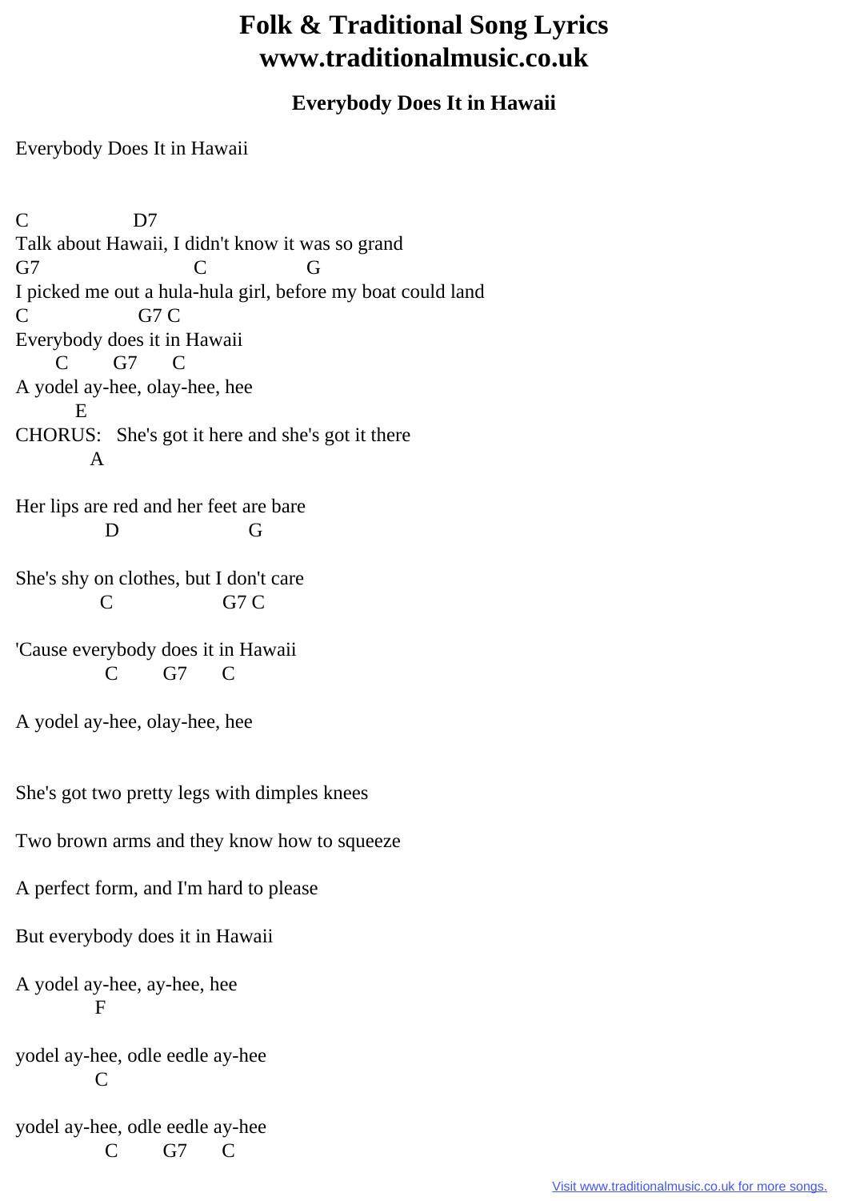# Folk & Traditional Song Lyrics
# www.traditionalmusic.co.uk

## Everybody Does It in Hawaii

Everybody Does It in Hawaii

```
C                 D7
Talk about Hawaii, I didn't know it was so grand
G7                        C                G
I picked me out a hula-hula girl, before my boat could land
C                   G7 C
Everybody does it in Hawaii
      C        G7       C
A yodel ay-hee, olay-hee, hee
         E
CHORUS:   She's got it here and she's got it there
           A

Her lips are red and her feet are bare
             D                      G

She's shy on clothes, but I don't care
             C                  G7 C

'Cause everybody does it in Hawaii
              C        G7       C

A yodel ay-hee, olay-hee, hee


She's got two pretty legs with dimples knees

Two brown arms and they know how to squeeze

A perfect form, and I'm hard to please

But everybody does it in Hawaii

A yodel ay-hee, ay-hee, hee
            F

yodel ay-hee, odle eedle ay-hee
            C

yodel ay-hee, odle eedle ay-hee
              C        G7       C
```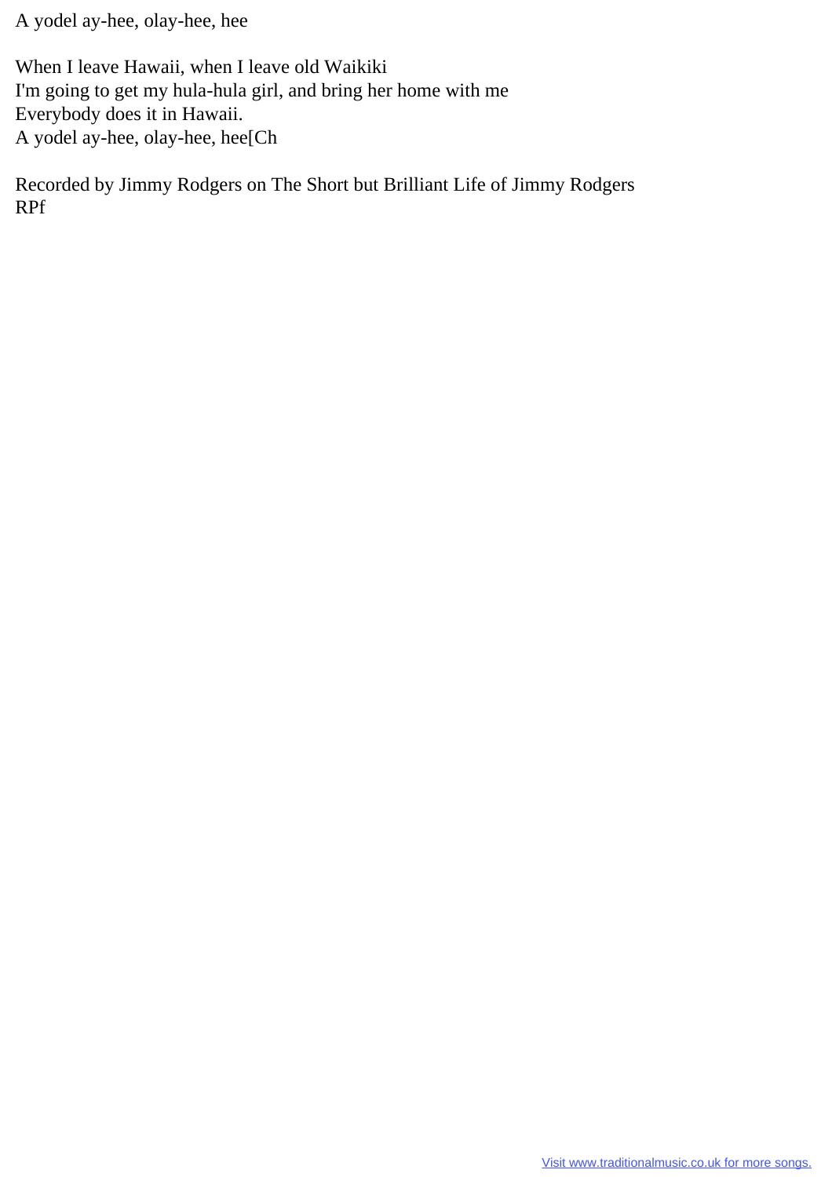A yodel ay-hee, olay-hee, hee

When I leave Hawaii, when I leave old Waikiki
I'm going to get my hula-hula girl, and bring her home with me
Everybody does it in Hawaii.
A yodel ay-hee, olay-hee, hee[Ch

Recorded by Jimmy Rodgers on The Short but Brilliant Life of Jimmy Rodgers
RPf